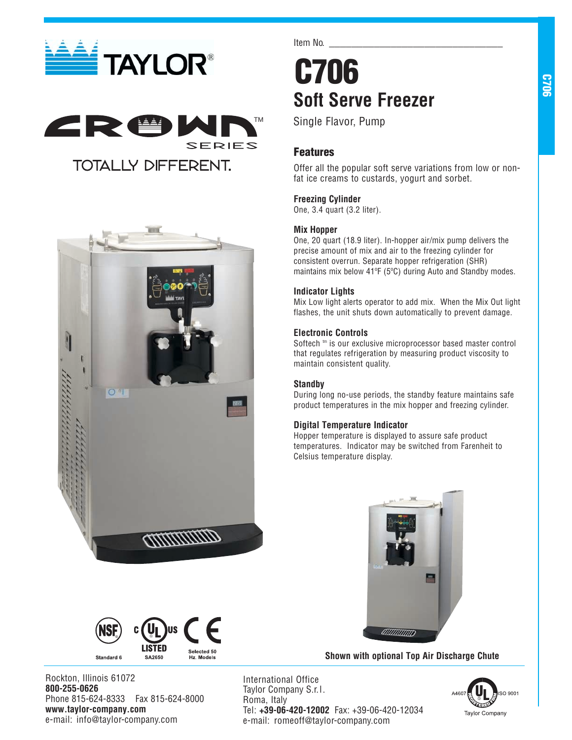TAYLOR®

CROWN™ SERIES

TOTALLY DIFFERENT.

Item No. ___________________________________

# C706

## Soft Serve Freezer

Single Flavor, Pump

### Features

Offer all the popular soft serve variations from low or non-fat ice creams to custards, yogurt and sorbet.

**Freezing Cylinder**
One, 3.4 quart (3.2 liter).

**Mix Hopper**
One, 20 quart (18.9 liter). In-hopper air/mix pump delivers the precise amount of mix and air to the freezing cylinder for consistent overrun. Separate hopper refrigeration (SHR) maintains mix below 41ºF (5ºC) during Auto and Standby modes.

**Indicator Lights**
Mix Low light alerts operator to add mix. When the Mix Out light flashes, the unit shuts down automatically to prevent damage.

**Electronic Controls**
Softech ™ is our exclusive microprocessor based master control that regulates refrigeration by measuring product viscosity to maintain consistent quality.

**Standby**
During long no-use periods, the standby feature maintains safe product temperatures in the mix hopper and freezing cylinder.

**Digital Temperature Indicator**
Hopper temperature is displayed to assure safe product temperatures. Indicator may be switched from Farenheit to Celsius temperature display.

**Shown with optional Top Air Discharge Chute**

NSF Standard 6 — cULus LISTED SA2650 — CE Selected 50 Hz. Models

Rockton, Illinois 61072
**800-255-0626**
Phone 815-624-8333 Fax 815-624-8000
**www.taylor-company.com**
e-mail: info@taylor-company.com

International Office
Taylor Company S.r.l.
Roma, Italy
Tel: **+39-06-420-12002** Fax: +39-06-420-12034
e-mail: romeoff@taylor-company.com

A4607 UL Registered Firm ISO 9001
Taylor Company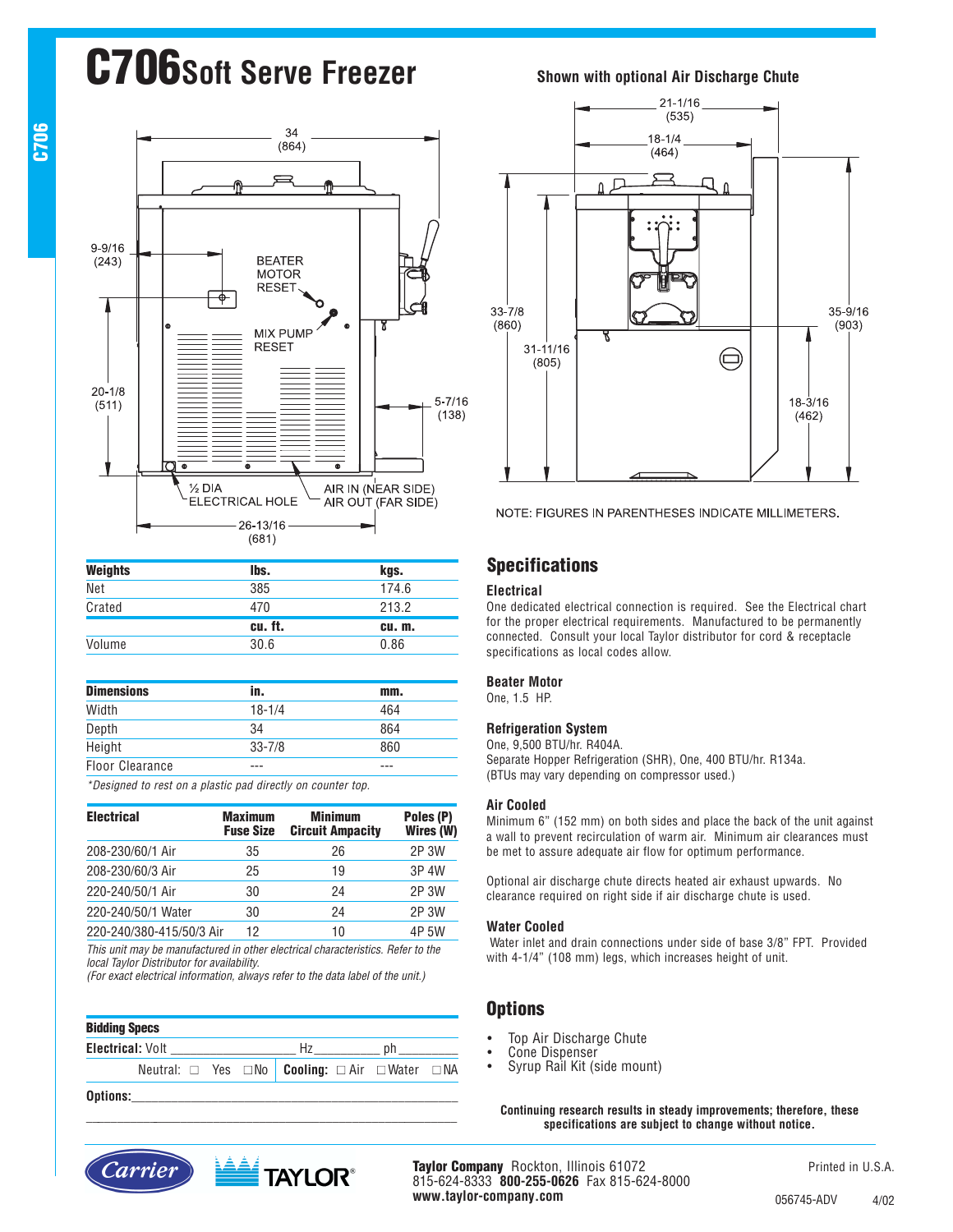# C706 Soft Serve Freezer

34
(864)

9-9/16
(243)

BEATER MOTOR RESET

MIX PUMP RESET

20-1/8
(511)

5-7/16
(138)

½ DIA ELECTRICAL HOLE

AIR IN (NEAR SIDE)
AIR OUT (FAR SIDE)

26-13/16
(681)

**Shown with optional Air Discharge Chute**

21-1/16
(535)

18-1/4
(464)

33-7/8
(860)

31-11/16
(805)

35-9/16
(903)

18-3/16
(462)

NOTE: FIGURES IN PARENTHESES INDICATE MILLIMETERS.

| Weights | lbs. | kgs. |
|---|---|---|
| Net | 385 | 174.6 |
| Crated | 470 | 213.2 |
| | **cu. ft.** | **cu. m.** |
| Volume | 30.6 | 0.86 |

| Dimensions | in. | mm. |
|---|---|---|
| Width | 18-1/4 | 464 |
| Depth | 34 | 864 |
| Height | 33-7/8 | 860 |
| Floor Clearance | --- | --- |

*\*Designed to rest on a plastic pad directly on counter top.*

| Electrical | Maximum Fuse Size | Minimum Circuit Ampacity | Poles (P) Wires (W) |
|---|---|---|---|
| 208-230/60/1 Air | 35 | 26 | 2P 3W |
| 208-230/60/3 Air | 25 | 19 | 3P 4W |
| 220-240/50/1 Air | 30 | 24 | 2P 3W |
| 220-240/50/1 Water | 30 | 24 | 2P 3W |
| 220-240/380-415/50/3 Air | 12 | 10 | 4P 5W |

*This unit may be manufactured in other electrical characteristics. Refer to the local Taylor Distributor for availability.*
*(For exact electrical information, always refer to the data label of the unit.)*

**Bidding Specs**

**Electrical:** Volt __________________ Hz __________ ph __________

Neutral: ☐ Yes ☐No | **Cooling:** ☐ Air ☐Water ☐NA

**Options:**______________________________________________

## Specifications

### Electrical

One dedicated electrical connection is required. See the Electrical chart for the proper electrical requirements. Manufactured to be permanently connected. Consult your local Taylor distributor for cord & receptacle specifications as local codes allow.

### Beater Motor

One, 1.5 HP.

### Refrigeration System

One, 9,500 BTU/hr. R404A.
Separate Hopper Refrigeration (SHR), One, 400 BTU/hr. R134a.
(BTUs may vary depending on compressor used.)

### Air Cooled

Minimum 6" (152 mm) on both sides and place the back of the unit against a wall to prevent recirculation of warm air. Minimum air clearances must be met to assure adequate air flow for optimum performance.

Optional air discharge chute directs heated air exhaust upwards. No clearance required on right side if air discharge chute is used.

### Water Cooled

Water inlet and drain connections under side of base 3/8" FPT. Provided with 4-1/4" (108 mm) legs, which increases height of unit.

## Options

- Top Air Discharge Chute
- Cone Dispenser
- Syrup Rail Kit (side mount)

**Continuing results in steady improvements; therefore, these specifications are subject to change without notice.**

**Taylor Company** Rockton, Illinois 61072
815-624-8333 **800-255-0626** Fax 815-624-8000
**www.taylor-company.com**

Printed in U.S.A.

056745-ADV 4/02